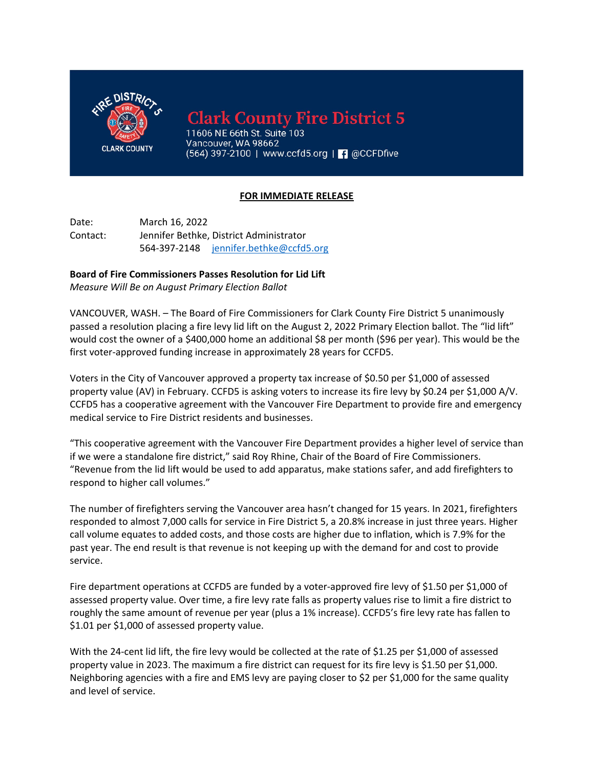**Clark County Fire District 5**
11606 NE 66th St. Suite 103
Vancouver, WA 98662
(564) 397-2100 | www.ccfd5.org | @CCFDfive

**FOR IMMEDIATE RELEASE**

Date: March 16, 2022
Contact: Jennifer Bethke, District Administrator
564-397-2148 jennifer.bethke@ccfd5.org

**Board of Fire Commissioners Passes Resolution for Lid Lift**
*Measure Will Be on August Primary Election Ballot*

VANCOUVER, WASH. – The Board of Fire Commissioners for Clark County Fire District 5 unanimously passed a resolution placing a fire levy lid lift on the August 2, 2022 Primary Election ballot. The "lid lift" would cost the owner of a $400,000 home an additional $8 per month ($96 per year). This would be the first voter-approved funding increase in approximately 28 years for CCFD5.

Voters in the City of Vancouver approved a property tax increase of $0.50 per $1,000 of assessed property value (AV) in February. CCFD5 is asking voters to increase its fire levy by $0.24 per $1,000 A/V. CCFD5 has a cooperative agreement with the Vancouver Fire Department to provide fire and emergency medical service to Fire District residents and businesses.

"This cooperative agreement with the Vancouver Fire Department provides a higher level of service than if we were a standalone fire district," said Roy Rhine, Chair of the Board of Fire Commissioners. "Revenue from the lid lift would be used to add apparatus, make stations safer, and add firefighters to respond to higher call volumes."

The number of firefighters serving the Vancouver area hasn't changed for 15 years. In 2021, firefighters responded to almost 7,000 calls for service in Fire District 5, a 20.8% increase in just three years. Higher call volume equates to added costs, and those costs are higher due to inflation, which is 7.9% for the past year. The end result is that revenue is not keeping up with the demand for and cost to provide service.

Fire department operations at CCFD5 are funded by a voter-approved fire levy of $1.50 per $1,000 of assessed property value. Over time, a fire levy rate falls as property values rise to limit a fire district to roughly the same amount of revenue per year (plus a 1% increase). CCFD5's fire levy rate has fallen to $1.01 per $1,000 of assessed property value.

With the 24-cent lid lift, the fire levy would be collected at the rate of $1.25 per $1,000 of assessed property value in 2023. The maximum a fire district can request for its fire levy is $1.50 per $1,000. Neighboring agencies with a fire and EMS levy are paying closer to $2 per $1,000 for the same quality and level of service.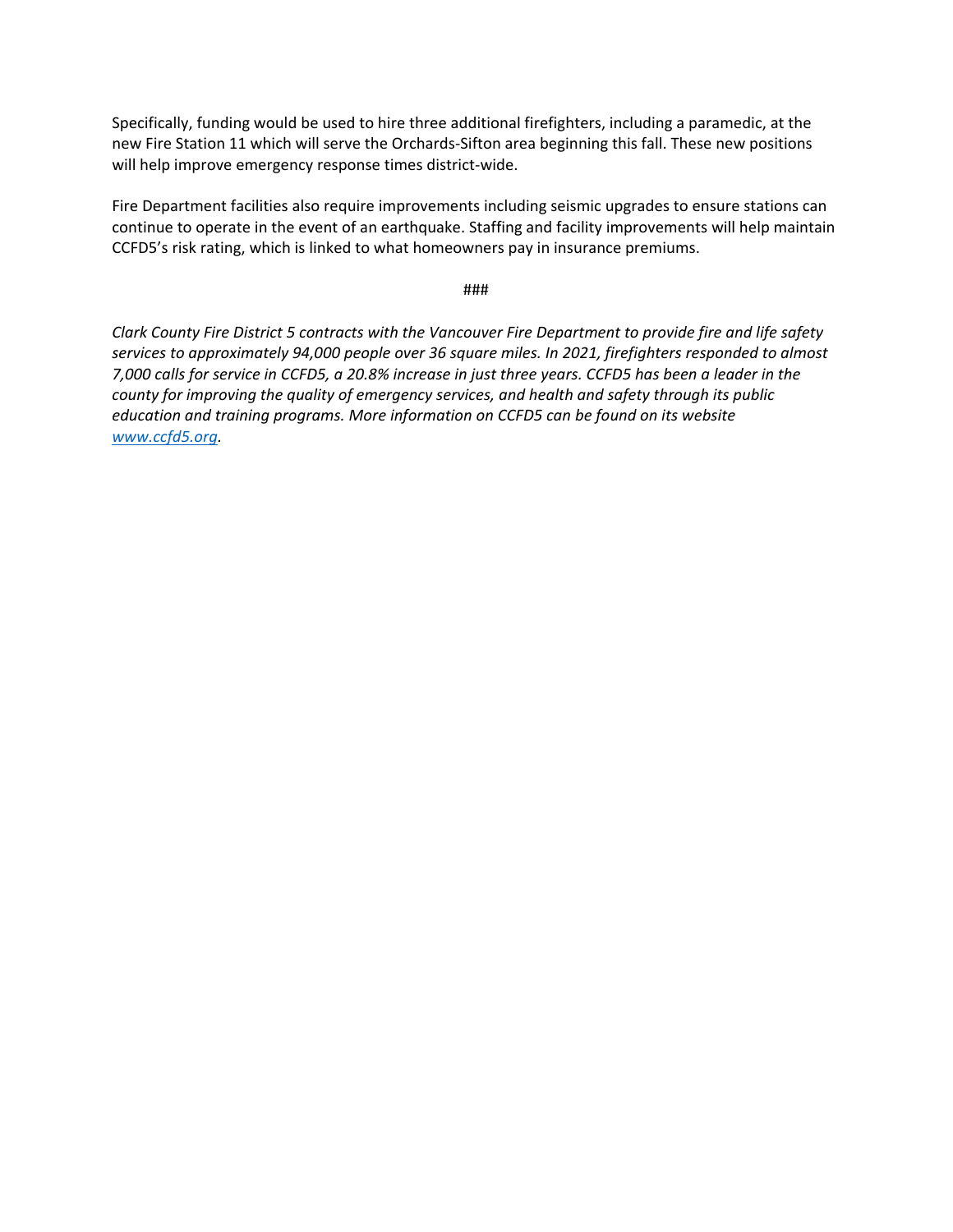Specifically, funding would be used to hire three additional firefighters, including a paramedic, at the new Fire Station 11 which will serve the Orchards-Sifton area beginning this fall. These new positions will help improve emergency response times district-wide.

Fire Department facilities also require improvements including seismic upgrades to ensure stations can continue to operate in the event of an earthquake. Staffing and facility improvements will help maintain CCFD5's risk rating, which is linked to what homeowners pay in insurance premiums.

###

*Clark County Fire District 5 contracts with the Vancouver Fire Department to provide fire and life safety services to approximately 94,000 people over 36 square miles. In 2021, firefighters responded to almost 7,000 calls for service in CCFD5, a 20.8% increase in just three years. CCFD5 has been a leader in the county for improving the quality of emergency services, and health and safety through its public education and training programs. More information on CCFD5 can be found on its website [www.ccfd5.org](http://www.ccfd5.org).*